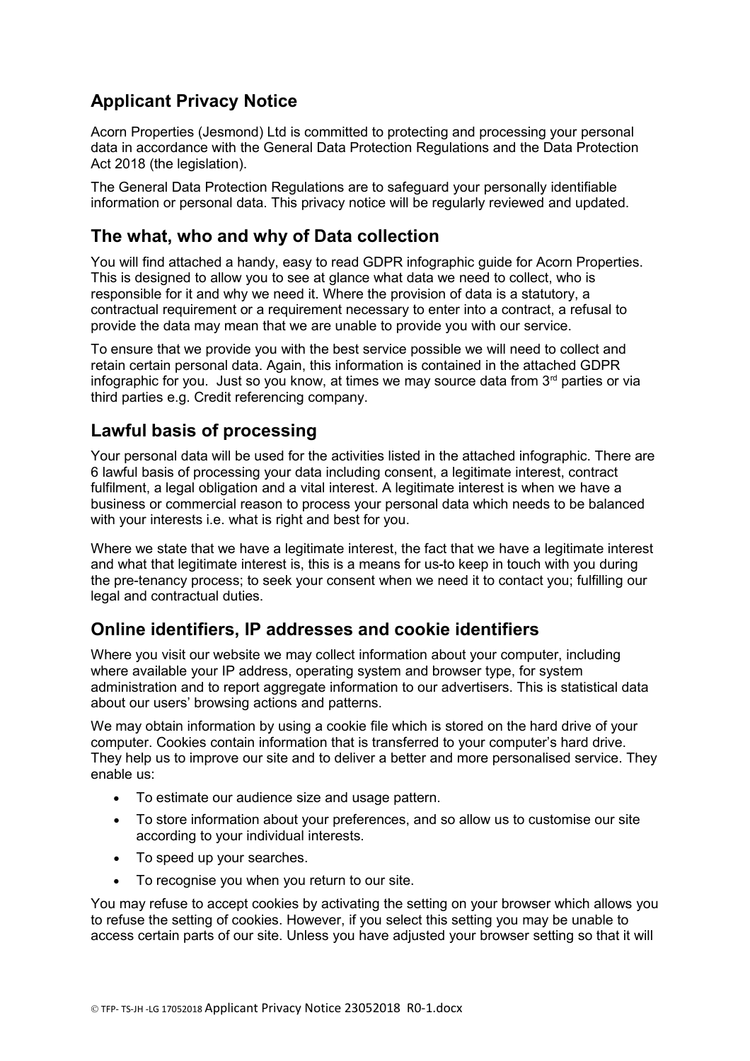## Applicant Privacy Notice

Acorn Properties (Jesmond) Ltd is committed to protecting and processing your personal data in accordance with the General Data Protection Regulations and the Data Protection Act 2018 (the legislation).

The General Data Protection Regulations are to safeguard your personally identifiable information or personal data. This privacy notice will be regularly reviewed and updated.

## The what, who and why of Data collection

You will find attached a handy, easy to read GDPR infographic guide for Acorn Properties. This is designed to allow you to see at glance what data we need to collect, who is responsible for it and why we need it. Where the provision of data is a statutory, a contractual requirement or a requirement necessary to enter into a contract, a refusal to provide the data may mean that we are unable to provide you with our service.

To ensure that we provide you with the best service possible we will need to collect and retain certain personal data. Again, this information is contained in the attached GDPR infographic for you. Just so you know, at times we may source data from 3rd parties or via third parties e.g. Credit referencing company.

## Lawful basis of processing

Your personal data will be used for the activities listed in the attached infographic. There are 6 lawful basis of processing your data including consent, a legitimate interest, contract fulfilment, a legal obligation and a vital interest. A legitimate interest is when we have a business or commercial reason to process your personal data which needs to be balanced with your interests i.e. what is right and best for you.

Where we state that we have a legitimate interest, the fact that we have a legitimate interest and what that legitimate interest is, this is a means for us to keep in touch with you during the pre-tenancy process; to seek your consent when we need it to contact you; fulfilling our legal and contractual duties.

## Online identifiers, IP addresses and cookie identifiers

Where you visit our website we may collect information about your computer, including where available your IP address, operating system and browser type, for system administration and to report aggregate information to our advertisers. This is statistical data about our users' browsing actions and patterns.

We may obtain information by using a cookie file which is stored on the hard drive of your computer. Cookies contain information that is transferred to your computer's hard drive. They help us to improve our site and to deliver a better and more personalised service. They enable us:

- To estimate our audience size and usage pattern.
- To store information about your preferences, and so allow us to customise our site according to your individual interests.
- To speed up your searches.
- To recognise you when you return to our site.

You may refuse to accept cookies by activating the setting on your browser which allows you to refuse the setting of cookies. However, if you select this setting you may be unable to access certain parts of our site. Unless you have adjusted your browser setting so that it will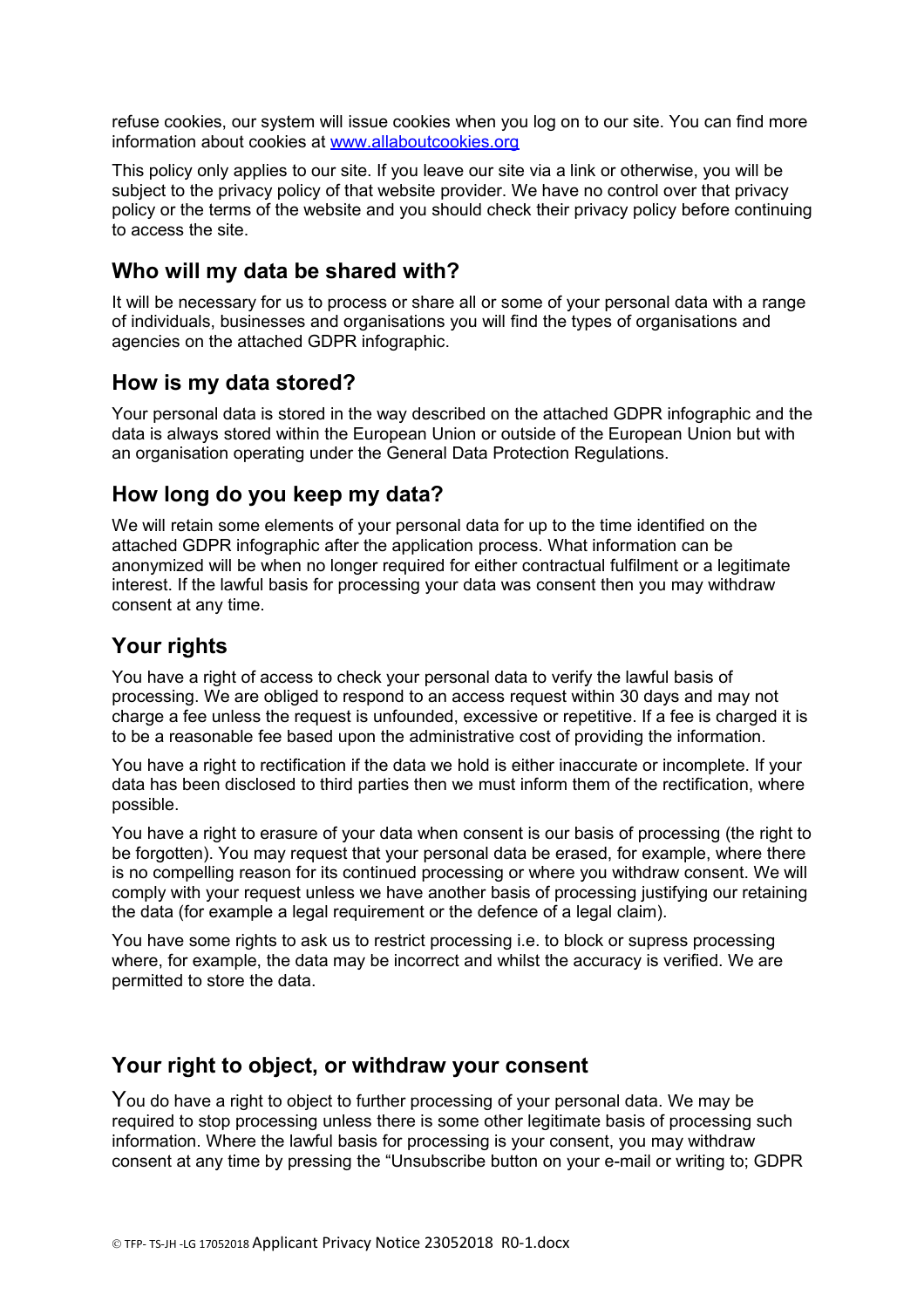refuse cookies, our system will issue cookies when you log on to our site. You can find more information about cookies at [www.allaboutcookies.org](http://www.allaboutcookies.org)

This policy only applies to our site. If you leave our site via a link or otherwise, you will be subject to the privacy policy of that website provider. We have no control over that privacy policy or the terms of the website and you should check their privacy policy before continuing to access the site.

## Who will my data be shared with?

It will be necessary for us to process or share all or some of your personal data with a range of individuals, businesses and organisations you will find the types of organisations and agencies on the attached GDPR infographic.

## How is my data stored?

Your personal data is stored in the way described on the attached GDPR infographic and the data is always stored within the European Union or outside of the European Union but with an organisation operating under the General Data Protection Regulations.

## How long do you keep my data?

We will retain some elements of your personal data for up to the time identified on the attached GDPR infographic after the application process. What information can be anonymized will be when no longer required for either contractual fulfilment or a legitimate interest. If the lawful basis for processing your data was consent then you may withdraw consent at any time.

## Your rights

You have a right of access to check your personal data to verify the lawful basis of processing. We are obliged to respond to an access request within 30 days and may not charge a fee unless the request is unfounded, excessive or repetitive. If a fee is charged it is to be a reasonable fee based upon the administrative cost of providing the information.

You have a right to rectification if the data we hold is either inaccurate or incomplete. If your data has been disclosed to third parties then we must inform them of the rectification, where possible.

You have a right to erasure of your data when consent is our basis of processing (the right to be forgotten). You may request that your personal data be erased, for example, where there is no compelling reason for its continued processing or where you withdraw consent. We will comply with your request unless we have another basis of processing justifying our retaining the data (for example a legal requirement or the defence of a legal claim).

You have some rights to ask us to restrict processing i.e. to block or supress processing where, for example, the data may be incorrect and whilst the accuracy is verified. We are permitted to store the data.

## Your right to object, or withdraw your consent

You do have a right to object to further processing of your personal data. We may be required to stop processing unless there is some other legitimate basis of processing such information. Where the lawful basis for processing is your consent, you may withdraw consent at any time by pressing the "Unsubscribe button on your e-mail or writing to; GDPR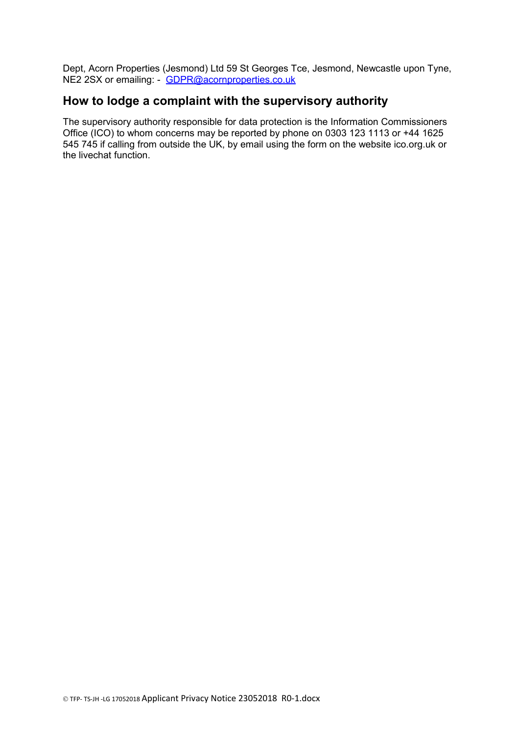Dept, Acorn Properties (Jesmond) Ltd 59 St Georges Tce, Jesmond, Newcastle upon Tyne, NE2 2SX or emailing: - GDPR@acornproperties.co.uk

## How to lodge a complaint with the supervisory authority

The supervisory authority responsible for data protection is the Information Commissioners Office (ICO) to whom concerns may be reported by phone on 0303 123 1113 or +44 1625 545 745 if calling from outside the UK, by email using the form on the website ico.org.uk or the livechat function.